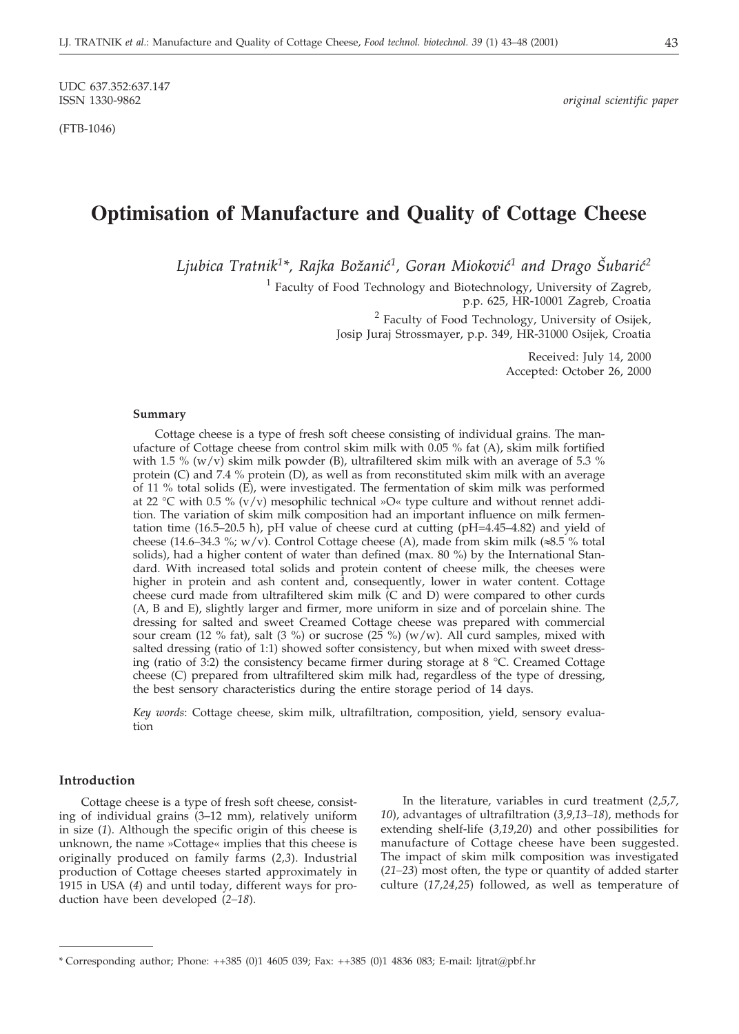UDC 637.352:637.147
ISSN 1330-9862

*original scientific paper*

(FTB-1046)

# Optimisation of Manufacture and Quality of Cottage Cheese

*Ljubica Tratnik[1]\*, Rajka Božanić[1], Goran Mioković[1] and Drago Šubarić[2]*

[1] Faculty of Food Technology and Biotechnology, University of Zagreb, p.p. 625, HR-10001 Zagreb, Croatia

[2] Faculty of Food Technology, University of Osijek, Josip Juraj Strossmayer, p.p. 349, HR-31000 Osijek, Croatia

Received: July 14, 2000
Accepted: October 26, 2000

### Summary

Cottage cheese is a type of fresh soft cheese consisting of individual grains. The manufacture of Cottage cheese from control skim milk with 0.05 % fat (A), skim milk fortified with 1.5 % (w/v) skim milk powder (B), ultrafiltered skim milk with an average of 5.3 % protein (C) and 7.4 % protein (D), as well as from reconstituted skim milk with an average of 11 % total solids (E), were investigated. The fermentation of skim milk was performed at 22 °C with 0.5 % (v/v) mesophilic technical »O« type culture and without rennet addition. The variation of skim milk composition had an important influence on milk fermentation time (16.5–20.5 h), pH value of cheese curd at cutting (pH=4.45–4.82) and yield of cheese (14.6–34.3 %; w/v). Control Cottage cheese (A), made from skim milk (≈8.5 % total solids), had a higher content of water than defined (max. 80 %) by the International Standard. With increased total solids and protein content of cheese milk, the cheeses were higher in protein and ash content and, consequently, lower in water content. Cottage cheese curd made from ultrafiltered skim milk (C and D) were compared to other curds (A, B and E), slightly larger and firmer, more uniform in size and of porcelain shine. The dressing for salted and sweet Creamed Cottage cheese was prepared with commercial sour cream (12 % fat), salt (3 %) or sucrose (25 %) (w/w). All curd samples, mixed with salted dressing (ratio of 1:1) showed softer consistency, but when mixed with sweet dressing (ratio of 3:2) the consistency became firmer during storage at 8 °C. Creamed Cottage cheese (C) prepared from ultrafiltered skim milk had, regardless of the type of dressing, the best sensory characteristics during the entire storage period of 14 days.

*Key words*: Cottage cheese, skim milk, ultrafiltration, composition, yield, sensory evaluation

### Introduction

Cottage cheese is a type of fresh soft cheese, consisting of individual grains (3–12 mm), relatively uniform in size (*1*). Although the specific origin of this cheese is unknown, the name »Cottage« implies that this cheese is originally produced on family farms (*2,3*). Industrial production of Cottage cheeses started approximately in 1915 in USA (*4*) and until today, different ways for production have been developed (*2–18*).

In the literature, variables in curd treatment (*2,5,7, 10*), advantages of ultrafiltration (*3,9,13–18*), methods for extending shelf-life (*3,19,20*) and other possibilities for manufacture of Cottage cheese have been suggested. The impact of skim milk composition was investigated (*21–23*) most often, the type or quantity of added starter culture (*17,24,25*) followed, as well as temperature of

\* Corresponding author; Phone: ++385 (0)1 4605 039; Fax: ++385 (0)1 4836 083; E-mail: ljtrat@pbf.hr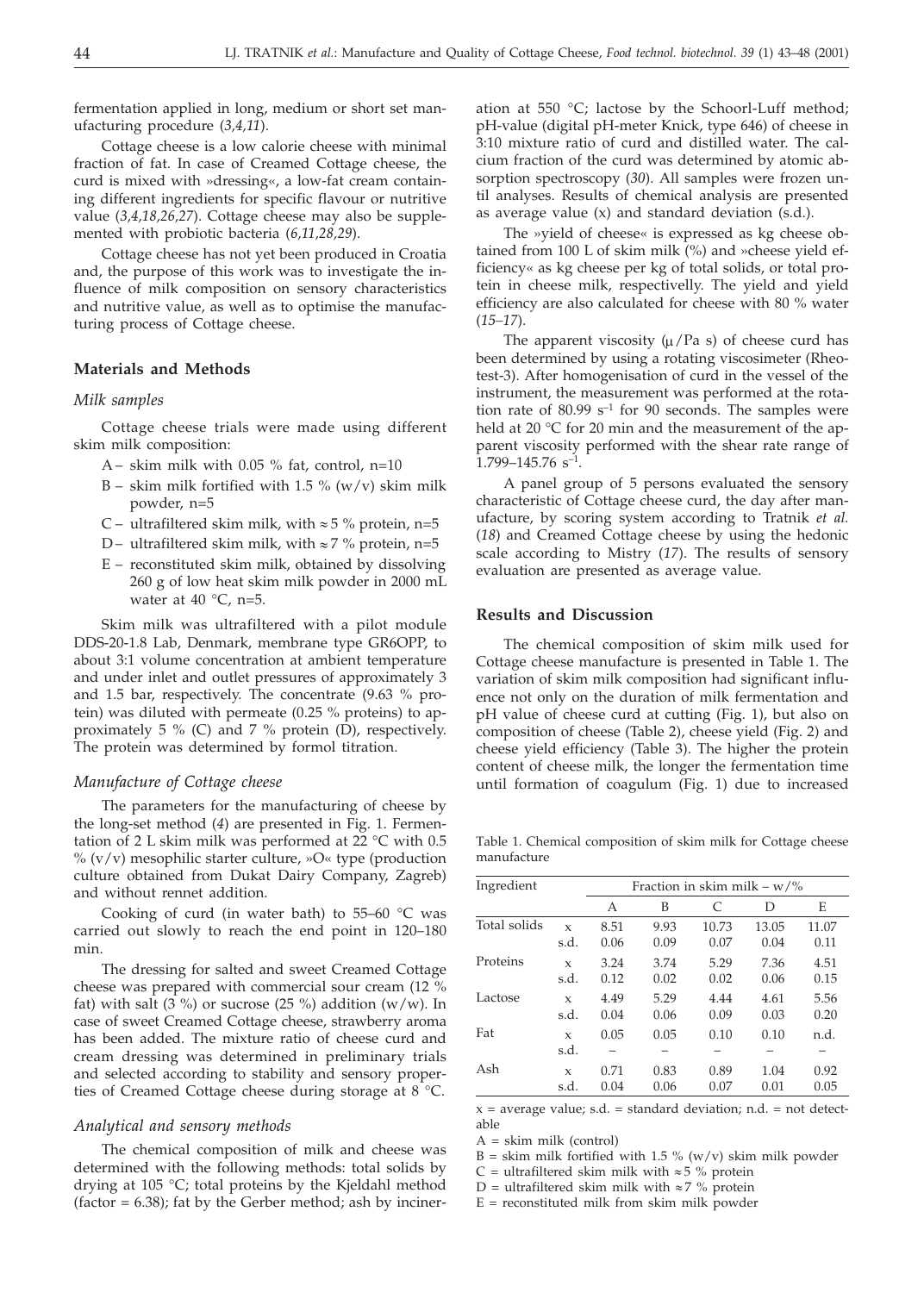fermentation applied in long, medium or short set manufacturing procedure (*3,4,11*).

Cottage cheese is a low calorie cheese with minimal fraction of fat. In case of Creamed Cottage cheese, the curd is mixed with »dressing«, a low-fat cream containing different ingredients for specific flavour or nutritive value (*3,4,18,26,27*). Cottage cheese may also be supplemented with probiotic bacteria (*6,11,28,29*).

Cottage cheese has not yet been produced in Croatia and, the purpose of this work was to investigate the influence of milk composition on sensory characteristics and nutritive value, as well as to optimise the manufacturing process of Cottage cheese.

## Materials and Methods

### *Milk samples*

Cottage cheese trials were made using different skim milk composition:

- A – skim milk with 0.05 % fat, control, n=10
- B – skim milk fortified with 1.5 % (w/v) skim milk powder, n=5
- C – ultrafiltered skim milk, with ≈5 % protein, n=5
- D – ultrafiltered skim milk, with ≈7 % protein, n=5
- E – reconstituted skim milk, obtained by dissolving 260 g of low heat skim milk powder in 2000 mL water at 40 °C, n=5.

Skim milk was ultrafiltered with a pilot module DDS-20-1.8 Lab, Denmark, membrane type GR6OPP, to about 3:1 volume concentration at ambient temperature and under inlet and outlet pressures of approximately 3 and 1.5 bar, respectively. The concentrate (9.63 % protein) was diluted with permeate (0.25 % proteins) to approximately 5 % (C) and 7 % protein (D), respectively. The protein was determined by formol titration.

### *Manufacture of Cottage cheese*

The parameters for the manufacturing of cheese by the long-set method (*4*) are presented in Fig. 1. Fermentation of 2 L skim milk was performed at 22 °C with 0.5 % (v/v) mesophilic starter culture, »O« type (production culture obtained from Dukat Dairy Company, Zagreb) and without rennet addition.

Cooking of curd (in water bath) to 55–60 °C was carried out slowly to reach the end point in 120–180 min.

The dressing for salted and sweet Creamed Cottage cheese was prepared with commercial sour cream (12 % fat) with salt (3 %) or sucrose (25 %) addition (w/w). In case of sweet Creamed Cottage cheese, strawberry aroma has been added. The mixture ratio of cheese curd and cream dressing was determined in preliminary trials and selected according to stability and sensory properties of Creamed Cottage cheese during storage at 8 °C.

### *Analytical and sensory methods*

The chemical composition of milk and cheese was determined with the following methods: total solids by drying at 105 °C; total proteins by the Kjeldahl method (factor = 6.38); fat by the Gerber method; ash by incineration at 550 °C; lactose by the Schoorl-Luff method; pH-value (digital pH-meter Knick, type 646) of cheese in 3:10 mixture ratio of curd and distilled water. The calcium fraction of the curd was determined by atomic absorption spectroscopy (*30*). All samples were frozen until analyses. Results of chemical analysis are presented as average value (x) and standard deviation (s.d.).

The »yield of cheese« is expressed as kg cheese obtained from 100 L of skim milk (%) and »cheese yield efficiency« as kg cheese per kg of total solids, or total protein in cheese milk, respectivelly. The yield and yield efficiency are also calculated for cheese with 80 % water (*15–17*).

The apparent viscosity ($\mu$/Pa s) of cheese curd has been determined by using a rotating viscosimeter (Rheotest-3). After homogenisation of curd in the vessel of the instrument, the measurement was performed at the rotation rate of 80.99 $s^{-1}$ for 90 seconds. The samples were held at 20 °C for 20 min and the measurement of the apparent viscosity performed with the shear rate range of 1.799–145.76 $s^{-1}$.

A panel group of 5 persons evaluated the sensory characteristic of Cottage cheese curd, the day after manufacture, by scoring system according to Tratnik *et al.* (*18*) and Creamed Cottage cheese by using the hedonic scale according to Mistry (*17*). The results of sensory evaluation are presented as average value.

## Results and Discussion

The chemical composition of skim milk used for Cottage cheese manufacture is presented in Table 1. The variation of skim milk composition had significant influence not only on the duration of milk fermentation and pH value of cheese curd at cutting (Fig. 1), but also on composition of cheese (Table 2), cheese yield (Fig. 2) and cheese yield efficiency (Table 3). The higher the protein content of cheese milk, the longer the fermentation time until formation of coagulum (Fig. 1) due to increased

Table 1. Chemical composition of skim milk for Cottage cheese manufacture

| Ingredient | | Fraction in skim milk – w/% | | | | |
|---|---|---|---|---|---|---|
| | | A | B | C | D | E |
| Total solids | x | 8.51 | 9.93 | 10.73 | 13.05 | 11.07 |
| | s.d. | 0.06 | 0.09 | 0.07 | 0.04 | 0.11 |
| Proteins | x | 3.24 | 3.74 | 5.29 | 7.36 | 4.51 |
| | s.d. | 0.12 | 0.02 | 0.02 | 0.06 | 0.15 |
| Lactose | x | 4.49 | 5.29 | 4.44 | 4.61 | 5.56 |
| | s.d. | 0.04 | 0.06 | 0.09 | 0.03 | 0.20 |
| Fat | x | 0.05 | 0.05 | 0.10 | 0.10 | n.d. |
| | s.d. | – | – | – | – | – |
| Ash | x | 0.71 | 0.83 | 0.89 | 1.04 | 0.92 |
| | s.d. | 0.04 | 0.06 | 0.07 | 0.01 | 0.05 |

x = average value; s.d. = standard deviation; n.d. = not detectable

A = skim milk (control)

B = skim milk fortified with 1.5 % (w/v) skim milk powder

C = ultrafiltered skim milk with ≈5 % protein

D = ultrafiltered skim milk with ≈7 % protein

E = reconstituted milk from skim milk powder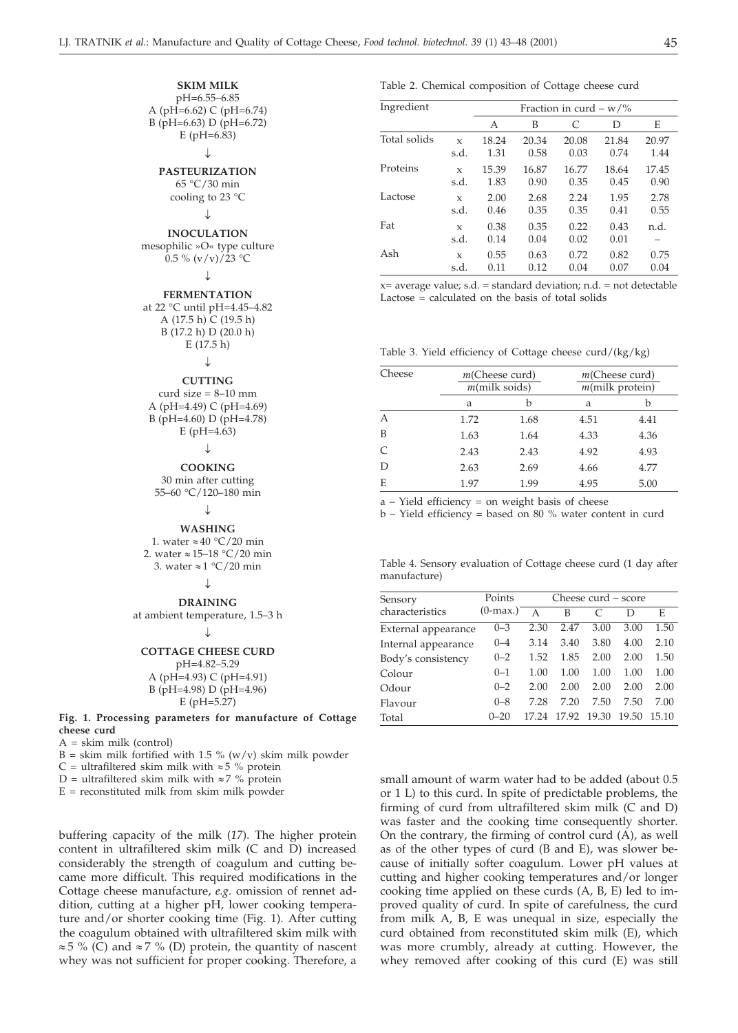**SKIM MILK**
pH=6.55–6.85
A (pH=6.62) C (pH=6.74)
B (pH=6.63) D (pH=6.72)
E (pH=6.83)

↓

**PASTEURIZATION**
65 °C/30 min
cooling to 23 °C

↓

**INOCULATION**
mesophilic »O« type culture
0.5 % (v/v)/23 °C

↓

**FERMENTATION**
at 22 °C until pH=4.45–4.82
A (17.5 h) C (19.5 h)
B (17.2 h) D (20.0 h)
E (17.5 h)

↓

**CUTTING**
curd size = 8–10 mm
A (pH=4.49) C (pH=4.69)
B (pH=4.60) D (pH=4.78)
E (pH=4.63)

↓

**COOKING**
30 min after cutting
55–60 °C/120–180 min

↓

**WASHING**
1. water ≈40 °C/20 min
2. water ≈ 15–18 °C/20 min
3. water ≈1 °C/20 min

↓

**DRAINING**
at ambient temperature, 1.5–3 h

↓

**COTTAGE CHEESE CURD**
pH=4.82–5.29
A (pH=4.93) C (pH=4.91)
B (pH=4.98) D (pH=4.96)
E (pH=5.27)

**Fig. 1. Processing parameters for manufacture of Cottage cheese curd**
A = skim milk (control)
B = skim milk fortified with 1.5 % (w/v) skim milk powder
C = ultrafiltered skim milk with ≈5 % protein
D = ultrafiltered skim milk with ≈7 % protein
E = reconstituted milk from skim milk powder

buffering capacity of the milk (*17*). The higher protein content in ultrafiltered skim milk (C and D) increased considerably the strength of coagulum and cutting became more difficult. This required modifications in the Cottage cheese manufacture, *e.g.* omission of rennet addition, cutting at a higher pH, lower cooking temperature and/or shorter cooking time (Fig. 1). After cutting the coagulum obtained with ultrafiltered skim milk with ≈5 % (C) and ≈7 % (D) protein, the quantity of nascent whey was not sufficient for proper cooking. Therefore, a small amount of warm water had to be added (about 0.5 or 1 L) to this curd. In spite of predictable problems, the firming of curd from ultrafiltered skim milk (C and D) was faster and the cooking time consequently shorter. On the contrary, the firming of control curd (A), as well as of the other types of curd (B and E), was slower because of initially softer coagulum. Lower pH values at cutting and higher cooking temperatures and/or longer cooking time applied on these curds (A, B, E) led to improved quality of curd. In spite of carefulness, the curd from milk A, B, E was unequal in size, especially the curd obtained from reconstituted skim milk (E), which was more crumbly, already at cutting. However, the whey removed after cooking of this curd (E) was still

Table 2. Chemical composition of Cottage cheese curd

| Ingredient | | Fraction in curd – w/% | | | | |
|---|---|---|---|---|---|---|
| | | A | B | C | D | E |
| Total solids | x | 18.24 | 20.34 | 20.08 | 21.84 | 20.97 |
| | s.d. | 1.31 | 0.58 | 0.03 | 0.74 | 1.44 |
| Proteins | x | 15.39 | 16.87 | 16.77 | 18.64 | 17.45 |
| | s.d. | 1.83 | 0.90 | 0.35 | 0.45 | 0.90 |
| Lactose | x | 2.00 | 2.68 | 2.24 | 1.95 | 2.78 |
| | s.d. | 0.46 | 0.35 | 0.35 | 0.41 | 0.55 |
| Fat | x | 0.38 | 0.35 | 0.22 | 0.43 | n.d. |
| | s.d. | 0.14 | 0.04 | 0.02 | 0.01 | – |
| Ash | x | 0.55 | 0.63 | 0.72 | 0.82 | 0.75 |
| | s.d. | 0.11 | 0.12 | 0.04 | 0.07 | 0.04 |

x= average value; s.d. = standard deviation; n.d. = not detectable
Lactose = calculated on the basis of total solids

Table 3. Yield efficiency of Cottage cheese curd/(kg/kg)

| Cheese | m(Cheese curd)/m(milk soids) | | m(Cheese curd)/m(milk protein) | |
|---|---|---|---|---|
| | a | b | a | b |
| A | 1.72 | 1.68 | 4.51 | 4.41 |
| B | 1.63 | 1.64 | 4.33 | 4.36 |
| C | 2.43 | 2.43 | 4.92 | 4.93 |
| D | 2.63 | 2.69 | 4.66 | 4.77 |
| E | 1.97 | 1.99 | 4.95 | 5.00 |

a – Yield efficiency = on weight basis of cheese
b – Yield efficiency = based on 80 % water content in curd

Table 4. Sensory evaluation of Cottage cheese curd (1 day after manufacture)

| Sensory characteristics | Points (0-max.) | Cheese curd – score | | | | |
|---|---|---|---|---|---|---|
| | | A | B | C | D | E |
| External appearance | 0–3 | 2.30 | 2.47 | 3.00 | 3.00 | 1.50 |
| Internal appearance | 0–4 | 3.14 | 3.40 | 3.80 | 4.00 | 2.10 |
| Body's consistency | 0–2 | 1.52 | 1.85 | 2.00 | 2.00 | 1.50 |
| Colour | 0–1 | 1.00 | 1.00 | 1.00 | 1.00 | 1.00 |
| Odour | 0–2 | 2.00 | 2.00 | 2.00 | 2.00 | 2.00 |
| Flavour | 0–8 | 7.28 | 7.20 | 7.50 | 7.50 | 7.00 |
| Total | 0–20 | 17.24 | 17.92 | 19.30 | 19.50 | 15.10 |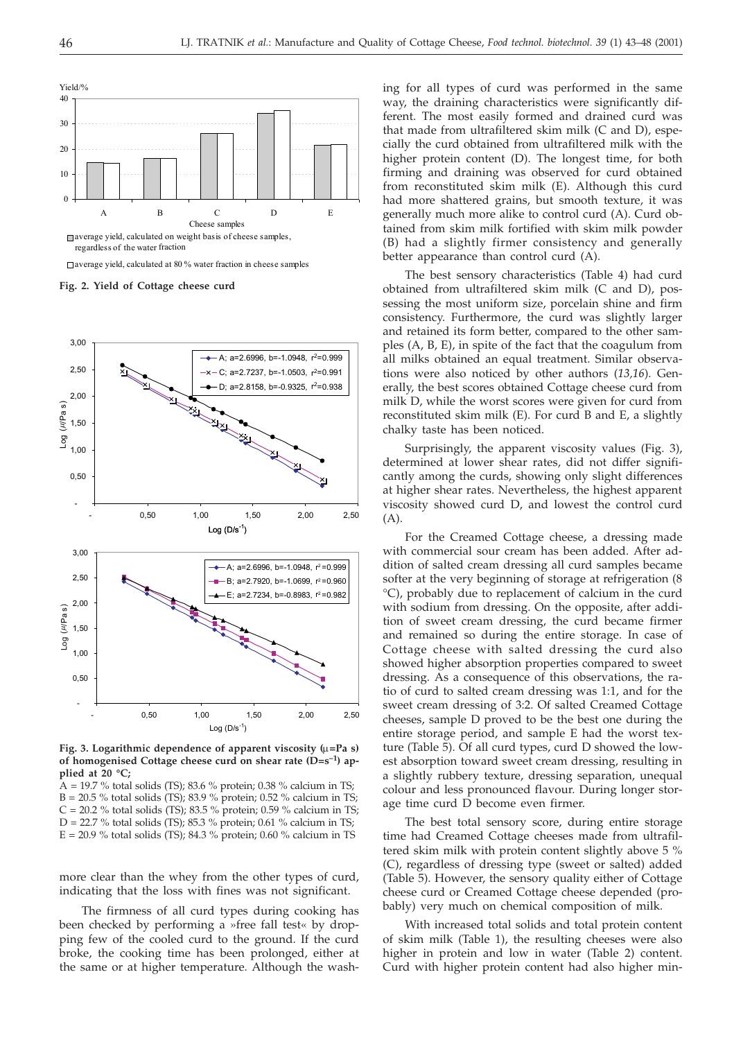Fig. 2. Yield of Cottage cheese curd

Fig. 3. Logarithmic dependence of apparent viscosity ($\mu$=Pa s) of homogenised Cottage cheese curd on shear rate (D=s$^{-1}$) applied at 20 °C;

A = 19.7 % total solids (TS); 83.6 % protein; 0.38 % calcium in TS;
B = 20.5 % total solids (TS); 83.9 % protein; 0.52 % calcium in TS;
C = 20.2 % total solids (TS); 83.5 % protein; 0.59 % calcium in TS;
D = 22.7 % total solids (TS); 85.3 % protein; 0.61 % calcium in TS;
E = 20.9 % total solids (TS); 84.3 % protein; 0.60 % calcium in TS

more clear than the whey from the other types of curd, indicating that the loss with fines was not significant.

The firmness of all curd types during cooking has been checked by performing a »free fall test« by dropping few of the cooled curd to the ground. If the curd broke, the cooking time has been prolonged, either at the same or at higher temperature. Although the washing for all types of curd was performed in the same way, the draining characteristics were significantly different. The most easily formed and drained curd was that made from ultrafiltered skim milk (C and D), especially the curd obtained from ultrafiltered milk with the higher protein content (D). The longest time, for both firming and draining was observed for curd obtained from reconstituted skim milk (E). Although this curd had more shattered grains, but smooth texture, it was generally much more alike to control curd (A). Curd obtained from skim milk fortified with skim milk powder (B) had a slightly firmer consistency and generally better appearance than control curd (A).

The best sensory characteristics (Table 4) had curd obtained from ultrafiltered skim milk (C and D), possessing the most uniform size, porcelain shine and firm consistency. Furthermore, the curd was slightly larger and retained its form better, compared to the other samples (A, B, E), in spite of the fact that the coagulum from all milks obtained an equal treatment. Similar observations were also noticed by other authors (*13,16*). Generally, the best scores obtained Cottage cheese curd from milk D, while the worst scores were given for curd from reconstituted skim milk (E). For curd B and E, a slightly chalky taste has been noticed.

Surprisingly, the apparent viscosity values (Fig. 3), determined at lower shear rates, did not differ significantly among the curds, showing only slight differences at higher shear rates. Nevertheless, the highest apparent viscosity showed curd D, and lowest the control curd (A).

For the Creamed Cottage cheese, a dressing made with commercial sour cream has been added. After addition of salted cream dressing all curd samples became softer at the very beginning of storage at refrigeration (8 °C), probably due to replacement of calcium in the curd with sodium from dressing. On the opposite, after addition of sweet cream dressing, the curd became firmer and remained so during the entire storage. In case of Cottage cheese with salted dressing the curd also showed higher absorption properties compared to sweet dressing. As a consequence of this observations, the ratio of curd to salted cream dressing was 1:1, and for the sweet cream dressing of 3:2. Of salted Creamed Cottage cheeses, sample D proved to be the best one during the entire storage period, and sample E had the worst texture (Table 5). Of all curd types, curd D showed the lowest absorption toward sweet cream dressing, resulting in a slightly rubbery texture, dressing separation, unequal colour and less pronounced flavour. During longer storage time curd D become even firmer.

The best total sensory score, during entire storage time had Creamed Cottage cheeses made from ultrafiltered skim milk with protein content slightly above 5 % (C), regardless of dressing type (sweet or salted) added (Table 5). However, the sensory quality either of Cottage cheese curd or Creamed Cottage cheese depended (probably) very much on chemical composition of milk.

With increased total solids and total protein content of skim milk (Table 1), the resulting cheeses were also higher in protein and low in water (Table 2) content. Curd with higher protein content had also higher min-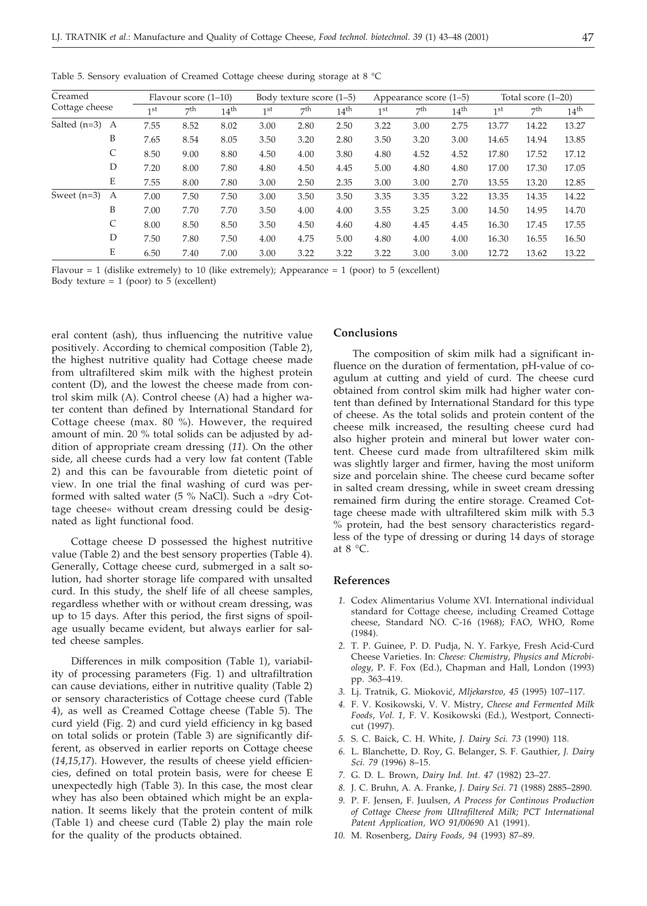Table 5. Sensory evaluation of Creamed Cottage cheese during storage at 8 °C

| Creamed Cottage cheese | | Flavour score (1–10) | | | Body texture score (1–5) | | | Appearance score (1–5) | | | Total score (1–20) | | |
|---|---|---|---|---|---|---|---|---|---|---|---|---|---|
| | | 1st | 7th | 14th | 1st | 7th | 14th | 1st | 7th | 14th | 1st | 7th | 14th |
| Salted (n=3) | A | 7.55 | 8.52 | 8.02 | 3.00 | 2.80 | 2.50 | 3.22 | 3.00 | 2.75 | 13.77 | 14.22 | 13.27 |
| | B | 7.65 | 8.54 | 8.05 | 3.50 | 3.20 | 2.80 | 3.50 | 3.20 | 3.00 | 14.65 | 14.94 | 13.85 |
| | C | 8.50 | 9.00 | 8.80 | 4.50 | 4.00 | 3.80 | 4.80 | 4.52 | 4.52 | 17.80 | 17.52 | 17.12 |
| | D | 7.20 | 8.00 | 7.80 | 4.80 | 4.50 | 4.45 | 5.00 | 4.80 | 4.80 | 17.00 | 17.30 | 17.05 |
| | E | 7.55 | 8.00 | 7.80 | 3.00 | 2.50 | 2.35 | 3.00 | 3.00 | 2.70 | 13.55 | 13.20 | 12.85 |
| Sweet (n=3) | A | 7.00 | 7.50 | 7.50 | 3.00 | 3.50 | 3.50 | 3.35 | 3.35 | 3.22 | 13.35 | 14.35 | 14.22 |
| | B | 7.00 | 7.70 | 7.70 | 3.50 | 4.00 | 4.00 | 3.55 | 3.25 | 3.00 | 14.50 | 14.95 | 14.70 |
| | C | 8.00 | 8.50 | 8.50 | 3.50 | 4.50 | 4.60 | 4.80 | 4.45 | 4.45 | 16.30 | 17.45 | 17.55 |
| | D | 7.50 | 7.80 | 7.50 | 4.00 | 4.75 | 5.00 | 4.80 | 4.00 | 4.00 | 16.30 | 16.55 | 16.50 |
| | E | 6.50 | 7.40 | 7.00 | 3.00 | 3.22 | 3.22 | 3.22 | 3.00 | 3.00 | 12.72 | 13.62 | 13.22 |

Flavour = 1 (dislike extremely) to 10 (like extremely); Appearance = 1 (poor) to 5 (excellent)
Body texture = 1 (poor) to 5 (excellent)

eral content (ash), thus influencing the nutritive value positively. According to chemical composition (Table 2), the highest nutritive quality had Cottage cheese made from ultrafiltered skim milk with the highest protein content (D), and the lowest the cheese made from control skim milk (A). Control cheese (A) had a higher water content than defined by International Standard for Cottage cheese (max. 80 %). However, the required amount of min. 20 % total solids can be adjusted by addition of appropriate cream dressing (*11*). On the other side, all cheese curds had a very low fat content (Table 2) and this can be favourable from dietetic point of view. In one trial the final washing of curd was performed with salted water (5 % NaCl). Such a »dry Cottage cheese« without cream dressing could be designated as light functional food.

Cottage cheese D possessed the highest nutritive value (Table 2) and the best sensory properties (Table 4). Generally, Cottage cheese curd, submerged in a salt solution, had shorter storage life compared with unsalted curd. In this study, the shelf life of all cheese samples, regardless whether with or without cream dressing, was up to 15 days. After this period, the first signs of spoilage usually became evident, but always earlier for salted cheese samples.

Differences in milk composition (Table 1), variability of processing parameters (Fig. 1) and ultrafiltration can cause deviations, either in nutritive quality (Table 2) or sensory characteristics of Cottage cheese curd (Table 4), as well as Creamed Cottage cheese (Table 5). The curd yield (Fig. 2) and curd yield efficiency in kg based on total solids or protein (Table 3) are significantly different, as observed in earlier reports on Cottage cheese (*14,15,17*). However, the results of cheese yield efficiencies, defined on total protein basis, were for cheese E unexpectedly high (Table 3). In this case, the most clear whey has also been obtained which might be an explanation. It seems likely that the protein content of milk (Table 1) and cheese curd (Table 2) play the main role for the quality of the products obtained.

## Conclusions

The composition of skim milk had a significant influence on the duration of fermentation, pH-value of coagulum at cutting and yield of curd. The cheese curd obtained from control skim milk had higher water content than defined by International Standard for this type of cheese. As the total solids and protein content of the cheese milk increased, the resulting cheese curd had also higher protein and mineral but lower water content. Cheese curd made from ultrafiltered skim milk was slightly larger and firmer, having the most uniform size and porcelain shine. The cheese curd became softer in salted cream dressing, while in sweet cream dressing remained firm during the entire storage. Creamed Cottage cheese made with ultrafiltered skim milk with 5.3 % protein, had the best sensory characteristics regardless of the type of dressing or during 14 days of storage at 8 °C.

## References

1. Codex Alimentarius Volume XVI. International individual standard for Cottage cheese, including Creamed Cottage cheese, Standard NO. C-16 (1968); FAO, WHO, Rome (1984).
2. T. P. Guinee, P. D. Pudja, N. Y. Farkye, Fresh Acid-Curd Cheese Varieties. In: *Cheese: Chemistry, Physics and Microbiology,* P. F. Fox (Ed.), Chapman and Hall, London (1993) pp. 363–419.
3. Lj. Tratnik, G. Mioković, *Mljekarstvo, 45* (1995) 107–117.
4. F. V. Kosikowski, V. V. Mistry, *Cheese and Fermented Milk Foods, Vol. 1,* F. V. Kosikowski (Ed.), Westport, Connecticut (1997).
5. S. C. Baick, C. H. White, *J. Dairy Sci. 73* (1990) 118.
6. L. Blanchette, D. Roy, G. Belanger, S. F. Gauthier, *J. Dairy Sci. 79* (1996) 8–15.
7. G. D. L. Brown, *Dairy Ind. Int. 47* (1982) 23–27.
8. J. C. Bruhn, A. A. Franke, *J. Dairy Sci. 71* (1988) 2885–2890.
9. P. F. Jensen, F. Juulsen, *A Process for Continous Production of Cottage Cheese from Ultrafiltered Milk; PCT International Patent Application, WO 91/00690* A1 (1991).
10. M. Rosenberg, *Dairy Foods, 94* (1993) 87–89.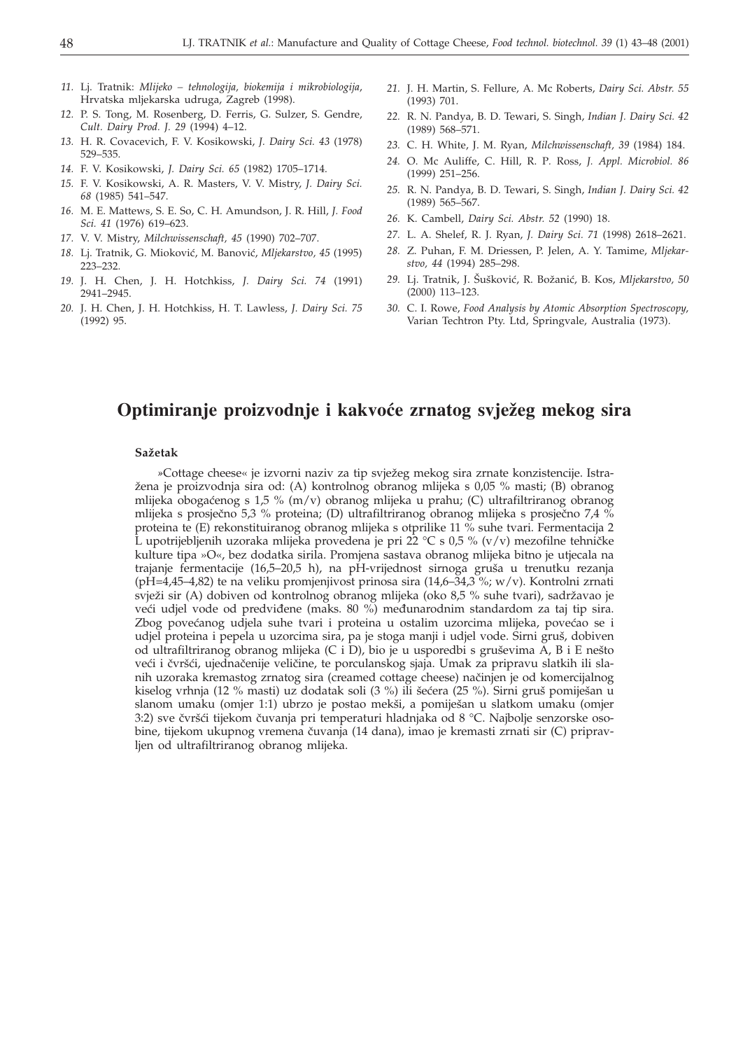11. Lj. Tratnik: *Mlijeko – tehnologija, biokemija i mikrobiologija*, Hrvatska mljekarska udruga, Zagreb (1998).
12. P. S. Tong, M. Rosenberg, D. Ferris, G. Sulzer, S. Gendre, *Cult. Dairy Prod. J. 29* (1994) 4–12.
13. H. R. Covacevich, F. V. Kosikowski, *J. Dairy Sci. 43* (1978) 529–535.
14. F. V. Kosikowski, *J. Dairy Sci. 65* (1982) 1705–1714.
15. F. V. Kosikowski, A. R. Masters, V. V. Mistry, *J. Dairy Sci. 68* (1985) 541–547.
16. M. E. Mattews, S. E. So, C. H. Amundson, J. R. Hill, *J. Food Sci. 41* (1976) 619–623.
17. V. V. Mistry, *Milchwissenschaft, 45* (1990) 702–707.
18. Lj. Tratnik, G. Mioković, M. Banović, *Mljekarstvo, 45* (1995) 223–232.
19. J. H. Chen, J. H. Hotchkiss, *J. Dairy Sci. 74* (1991) 2941–2945.
20. J. H. Chen, J. H. Hotchkiss, H. T. Lawless, *J. Dairy Sci. 75* (1992) 95.
21. J. H. Martin, S. Fellure, A. Mc Roberts, *Dairy Sci. Abstr. 55* (1993) 701.
22. R. N. Pandya, B. D. Tewari, S. Singh, *Indian J. Dairy Sci. 42* (1989) 568–571.
23. C. H. White, J. M. Ryan, *Milchwissenschaft, 39* (1984) 184.
24. O. Mc Auliffe, C. Hill, R. P. Ross, *J. Appl. Microbiol. 86* (1999) 251–256.
25. R. N. Pandya, B. D. Tewari, S. Singh, *Indian J. Dairy Sci. 42* (1989) 565–567.
26. K. Cambell, *Dairy Sci. Abstr. 52* (1990) 18.
27. L. A. Shelef, R. J. Ryan, *J. Dairy Sci. 71* (1998) 2618–2621.
28. Z. Puhan, F. M. Driessen, P. Jelen, A. Y. Tamime, *Mljekarstvo, 44* (1994) 285–298.
29. Lj. Tratnik, J. Šušković, R. Božanić, B. Kos, *Mljekarstvo, 50* (2000) 113–123.
30. C. I. Rowe, *Food Analysis by Atomic Absorption Spectroscopy*, Varian Techtron Pty. Ltd, Springvale, Australia (1973).

# Optimiranje proizvodnje i kakvoće zrnatog svježeg mekog sira

### Sažetak

»Cottage cheese« je izvorni naziv za tip svježeg mekog sira zrnate konzistencije. Istražena je proizvodnja sira od: (A) kontrolnog obranog mlijeka s 0,05 % masti; (B) obranog mlijeka obogaćenog s 1,5 % (m/v) obranog mlijeka u prahu; (C) ultrafiltriranog obranog mlijeka s prosječno 5,3 % proteina; (D) ultrafiltriranog obranog mlijeka s prosječno 7,4 % proteina te (E) rekonstituiranog obranog mlijeka s otprilike 11 % suhe tvari. Fermentacija 2 L upotrijebljenih uzoraka mlijeka provedena je pri 22 °C s 0,5 % (v/v) mezofilne tehničke kulture tipa »O«, bez dodatka sirila. Promjena sastava obranog mlijeka bitno je utjecala na trajanje fermentacije (16,5–20,5 h), na pH-vrijednost sirnoga gruša u trenutku rezanja (pH=4,45–4,82) te na veliku promjenjivost prinosa sira (14,6–34,3 %; w/v). Kontrolni zrnati svježi sir (A) dobiven od kontrolnog obranog mlijeka (oko 8,5 % suhe tvari), sadržavao je veći udjel vode od predviđene (maks. 80 %) međunarodnim standardom za taj tip sira. Zbog povećanog udjela suhe tvari i proteina u ostalim uzorcima mlijeka, povećao se i udjel proteina i pepela u uzorcima sira, pa je stoga manji i udjel vode. Sirni gruš, dobiven od ultrafiltriranog obranog mlijeka (C i D), bio je u usporedbi s gruševima A, B i E nešto veći i čvršći, ujednačenije veličine, te porculanskog sjaja. Umak za pripravu slatkih ili slanih uzoraka kremastog zrnatog sira (creamed cottage cheese) načinjen je od komercijalnog kiselog vrhnja (12 % masti) uz dodatak soli (3 %) ili šećera (25 %). Sirni gruš pomiješan u slanom umaku (omjer 1:1) ubrzo je postao mekši, a pomiješan u slatkom umaku (omjer 3:2) sve čvršći tijekom čuvanja pri temperaturi hladnjaka od 8 °C. Najbolje senzorske osobine, tijekom ukupnog vremena čuvanja (14 dana), imao je kremasti zrnati sir (C) pripravljen od ultrafiltriranog obranog mlijeka.